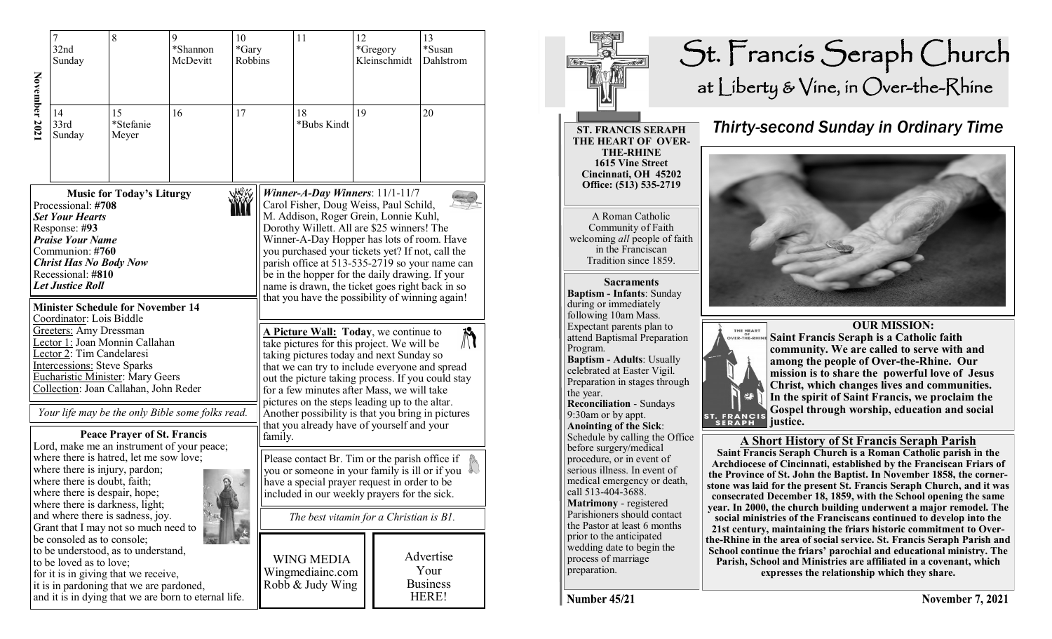**November 2021**

| 7 | 8 | 9 | 10 | 11 | 12 | 13 |
|---|---|---|---|---|---|---|
| 32nd Sunday | | *Shannon McDevitt | *Gary Robbins | | *Gregory Kleinschmidt | *Susan Dahlstrom |
| 14 | 15 | 16 | 17 | 18 | 19 | 20 |
| 33rd Sunday | *Stefanie Meyer | | | *Bubs Kindt | | |

### Music for Today's Liturgy

Processional: **#708**
***Set Your Hearts***
Response: **#93**
***Praise Your Name***
Communion: **#760**
***Christ Has No Body Now***
Recessional: **#810**
***Let Justice Roll***

### Minister Schedule for November 14

Coordinator: Lois Biddle
Greeters: Amy Dressman
Lector 1: Joan Monnin Callahan
Lector 2: Tim Candelaresi
Intercessions: Steve Sparks
Eucharistic Minister: Mary Geers
Collection: Joan Callahan, John Reder

*Your life may be the only Bible some folks read.*

### Peace Prayer of St. Francis

Lord, make me an instrument of your peace;
where there is hatred, let me sow love;
where there is injury, pardon;
where there is doubt, faith;
where there is despair, hope;
where there is darkness, light;
and where there is sadness, joy.
Grant that I may not so much need to be consoled as to console;
to be understood, as to understand,
to be loved as to love;
for it is in giving that we receive,
it is in pardoning that we are pardoned,
and it is in dying that we are born to eternal life.

***Winner-A-Day Winners***: 11/1-11/7
Carol Fisher, Doug Weiss, Paul Schild, M. Addison, Roger Grein, Lonnie Kuhl, Dorothy Willett. All are $25 winners! The Winner-A-Day Hopper has lots of room. Have you purchased your tickets yet? If not, call the parish office at 513-535-2719 so your name can be in the hopper for the daily drawing. If your name is drawn, the ticket goes right back in so that you have the possibility of winning again!

**A Picture Wall: Today**, we continue to take pictures for this project. We will be taking pictures today and next Sunday so that we can try to include everyone and spread out the picture taking process. If you could stay for a few minutes after Mass, we will take pictures on the steps leading up to the altar. Another possibility is that you bring in pictures that you already have of yourself and your family.

Please contact Br. Tim or the parish office if you or someone in your family is ill or if you have a special prayer request in order to be included in our weekly prayers for the sick.

*The best vitamin for a Christian is B1.*

WING MEDIA
Wingmediainc.com
Robb & Judy Wing

Advertise Your Business HERE!

# St. Francis Seraph Church
## at Liberty & Vine, in Over-the-Rhine

## *Thirty-second Sunday in Ordinary Time*

**ST. FRANCIS SERAPH THE HEART OF OVER-THE-RHINE**
**1615 Vine Street**
**Cincinnati, OH 45202**
**Office: (513) 535-2719**

A Roman Catholic Community of Faith welcoming *all* people of faith in the Franciscan Tradition since 1859.

**Sacraments**

**Baptism - Infants**: Sunday during or immediately following 10am Mass. Expectant parents plan to attend Baptismal Preparation Program.

**Baptism - Adults**: Usually celebrated at Easter Vigil. Preparation in stages through the year.

**Reconciliation** - Sundays 9:30am or by appt.

**Anointing of the Sick**: Schedule by calling the Office before surgery/medical procedure, or in event of serious illness. In event of medical emergency or death, call 513-404-3688.

**Matrimony** - registered Parishioners should contact the Pastor at least 6 months prior to the anticipated wedding date to begin the process of marriage preparation.

### OUR MISSION:

**Saint Francis Seraph is a Catholic faith community. We are called to serve with and among the people of Over-the-Rhine. Our mission is to share the powerful love of Jesus Christ, which changes lives and communities. In the spirit of Saint Francis, we proclaim the Gospel through worship, education and social justice.**

### A Short History of St Francis Seraph Parish

**Saint Francis Seraph Church is a Roman Catholic parish in the Archdiocese of Cincinnati, established by the Franciscan Friars of the Province of St. John the Baptist. In November 1858, the cornerstone was laid for the present St. Francis Seraph Church, and it was consecrated December 18, 1859, with the School opening the same year. In 2000, the church building underwent a major remodel. The social ministries of the Franciscans continued to develop into the 21st century, maintaining the friars historic commitment to Over-the-Rhine in the area of social service. St. Francis Seraph Parish and School continue the friars' parochial and educational ministry. The Parish, School and Ministries are affiliated in a covenant, which expresses the relationship which they share.**

**Number 45/21** — **November 7, 2021**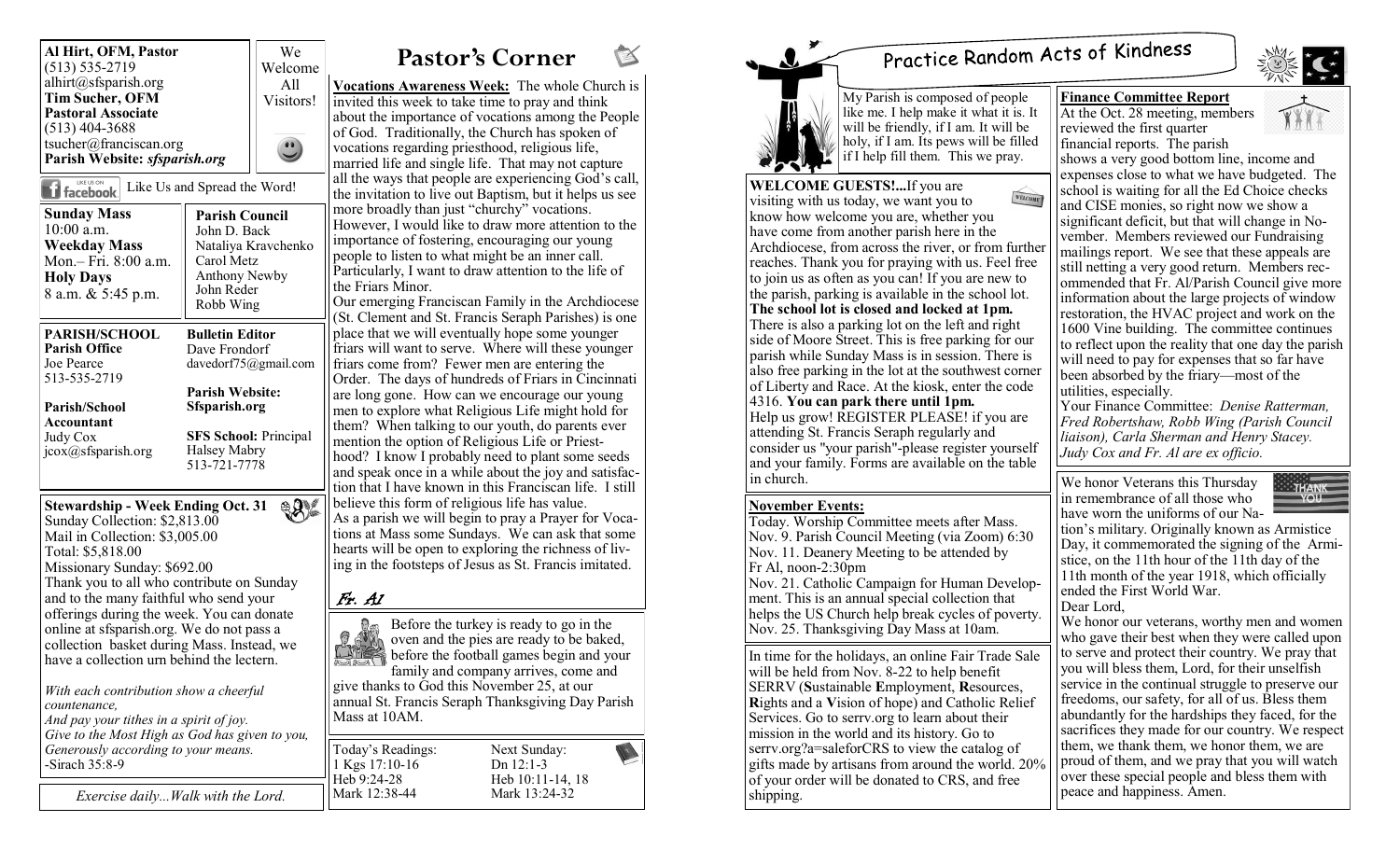**Al Hirt, OFM, Pastor**
(513) 535-2719
alhirt@sfsparish.org
**Tim Sucher, OFM**
**Pastoral Associate**
(513) 404-3688
tsucher@franciscan.org
**Parish Website:** ***sfsparish.org***

We Welcome All Visitors!

Like Us and Spread the Word!

**Sunday Mass**
10:00 a.m.
**Weekday Mass**
Mon.– Fri. 8:00 a.m.
**Holy Days**
8 a.m. & 5:45 p.m.

**Parish Council**
John D. Back
Nataliya Kravchenko
Carol Metz
Anthony Newby
John Reder
Robb Wing

**PARISH/SCHOOL**
**Parish Office**
Joe Pearce
513-535-2719

**Parish/School Accountant**
Judy Cox
jcox@sfsparish.org

**Bulletin Editor**
Dave Frondorf
davedorf75@gmail.com

**Parish Website:**
**Sfsparish.org**

**SFS School:** Principal
Halsey Mabry
513-721-7778

**Stewardship - Week Ending Oct. 31**
Sunday Collection: $2,813.00
Mail in Collection: $3,005.00
Total: $5,818.00
Missionary Sunday: $692.00
Thank you to all who contribute on Sunday and to the many faithful who send your offerings during the week. You can donate online at sfsparish.org. We do not pass a collection basket during Mass. Instead, we have a collection urn behind the lectern.

*With each contribution show a cheerful countenance,*
*And pay your tithes in a spirit of joy.*
*Give to the Most High as God has given to you,*
*Generously according to your means.*
-Sirach 35:8-9

*Exercise daily...Walk with the Lord.*

# Pastor's Corner

**Vocations Awareness Week:** The whole Church is invited this week to take time to pray and think about the importance of vocations among the People of God. Traditionally, the Church has spoken of vocations regarding priesthood, religious life, married life and single life. That may not capture all the ways that people are experiencing God's call, the invitation to live out Baptism, but it helps us see more broadly than just "churchy" vocations. However, I would like to draw more attention to the importance of fostering, encouraging our young people to listen to what might be an inner call. Particularly, I want to draw attention to the life of the Friars Minor.

Our emerging Franciscan Family in the Archdiocese (St. Clement and St. Francis Seraph Parishes) is one place that we will eventually hope some younger friars will want to serve. Where will these younger friars come from? Fewer men are entering the Order. The days of hundreds of Friars in Cincinnati are long gone. How can we encourage our young men to explore what Religious Life might hold for them? When talking to our youth, do parents ever mention the option of Religious Life or Priesthood? I know I probably need to plant some seeds and speak once in a while about the joy and satisfaction that I have known in this Franciscan life. I still believe this form of religious life has value.

As a parish we will begin to pray a Prayer for Vocations at Mass some Sundays. We can ask that some hearts will be open to exploring the richness of living in the footsteps of Jesus as St. Francis imitated.

*Fr. Al*

Before the turkey is ready to go in the oven and the pies are ready to be baked, before the football games begin and your family and company arrives, come and give thanks to God this November 25, at our annual St. Francis Seraph Thanksgiving Day Parish Mass at 10AM.

| Today's Readings: | Next Sunday: |
|---|---|
| 1 Kgs 17:10-16 | Dn 12:1-3 |
| Heb 9:24-28 | Heb 10:11-14, 18 |
| Mark 12:38-44 | Mark 13:24-32 |

## Practice Random Acts of Kindness

My Parish is composed of people like me. I help make it what it is. It will be friendly, if I am. It will be holy, if I am. Its pews will be filled if I help fill them. This we pray.

**WELCOME GUESTS!...**If you are visiting with us today, we want you to know how welcome you are, whether you have come from another parish here in the Archdiocese, from across the river, or from further reaches. Thank you for praying with us. Feel free to join us as often as you can! If you are new to the parish, parking is available in the school lot. **The school lot is closed and locked at 1pm.** There is also a parking lot on the left and right side of Moore Street. This is free parking for our parish while Sunday Mass is in session. There is also free parking in the lot at the southwest corner of Liberty and Race. At the kiosk, enter the code 4316. **You can park there until 1pm.**
Help us grow! REGISTER PLEASE! if you are attending St. Francis Seraph regularly and consider us "your parish"-please register yourself and your family. Forms are available on the table in church.

**November Events:**
Today. Worship Committee meets after Mass.
Nov. 9. Parish Council Meeting (via Zoom) 6:30
Nov. 11. Deanery Meeting to be attended by Fr Al, noon-2:30pm
Nov. 21. Catholic Campaign for Human Development. This is an annual special collection that helps the US Church help break cycles of poverty.
Nov. 25. Thanksgiving Day Mass at 10am.

In time for the holidays, an online Fair Trade Sale will be held from Nov. 8-22 to help benefit SERRV (**S**ustainable **E**mployment, **R**esources, **R**ights and a **V**ision of hope) and Catholic Relief Services. Go to serrv.org to learn about their mission in the world and its history. Go to serrv.org?a=saleforCRS to view the catalog of gifts made by artisans from around the world. 20% of your order will be donated to CRS, and free shipping.

**Finance Committee Report**
At the Oct. 28 meeting, members reviewed the first quarter financial reports. The parish shows a very good bottom line, income and expenses close to what we have budgeted. The school is waiting for all the Ed Choice checks and CISE monies, so right now we show a significant deficit, but that will change in November. Members reviewed our Fundraising mailings report. We see that these appeals are still netting a very good return. Members recommended that Fr. Al/Parish Council give more information about the large projects of window restoration, the HVAC project and work on the 1600 Vine building. The committee continues to reflect upon the reality that one day the parish will need to pay for expenses that so far have been absorbed by the friary—most of the utilities, especially.
Your Finance Committee: *Denise Ratterman, Fred Robertshaw, Robb Wing (Parish Council liaison), Carla Sherman and Henry Stacey. Judy Cox and Fr. Al are ex officio.*

We honor Veterans this Thursday in remembrance of all those who have worn the uniforms of our Nation's military. Originally known as Armistice Day, it commemorated the signing of the Armistice, on the 11th hour of the 11th day of the 11th month of the year 1918, which officially ended the First World War.
Dear Lord,
We honor our veterans, worthy men and women who gave their best when they were called upon to serve and protect their country. We pray that you will bless them, Lord, for their unselfish service in the continual struggle to preserve our freedoms, our safety, for all of us. Bless them abundantly for the hardships they faced, for the sacrifices they made for our country. We respect them, we thank them, we honor them, we are proud of them, and we pray that you will watch over these special people and bless them with peace and happiness. Amen.